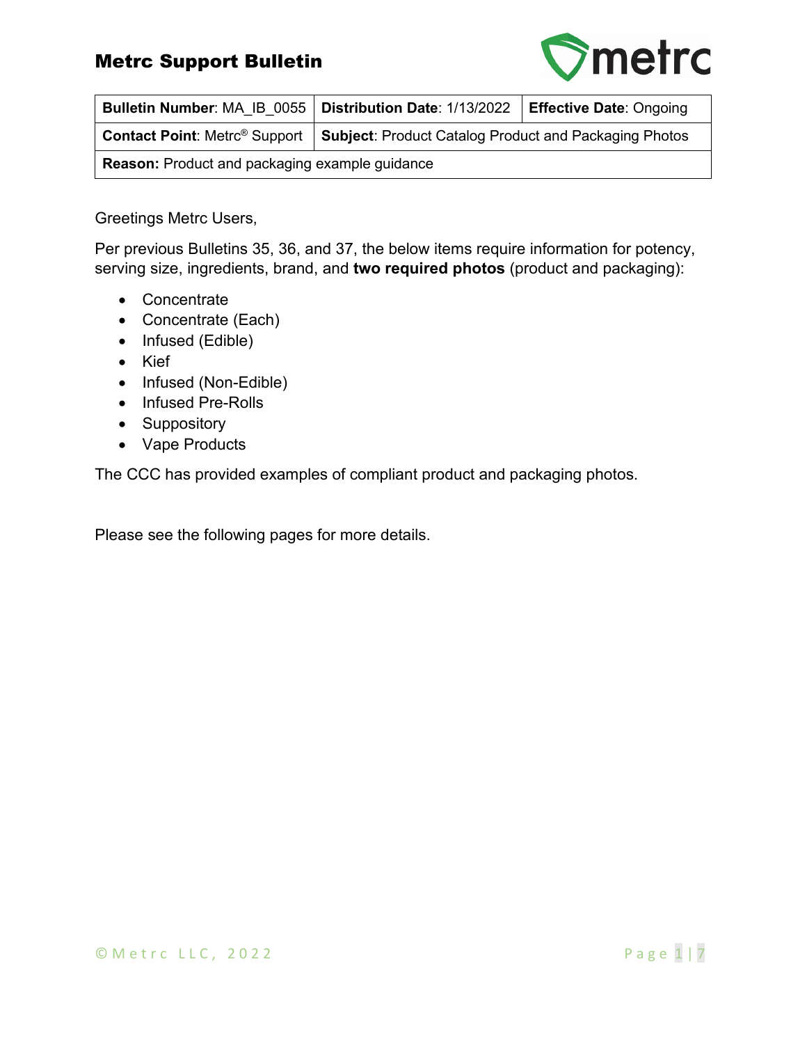# Metrc Support Bulletin

| **Bulletin Number**: MA_IB_0055 | **Distribution Date**: 1/13/2022 | **Effective Date**: Ongoing |
|---|---|---|
| **Contact Point**: Metrc® Support | **Subject**: Product Catalog Product and Packaging Photos | |
| **Reason:** Product and packaging example guidance | | |

Greetings Metrc Users,

Per previous Bulletins 35, 36, and 37, the below items require information for potency, serving size, ingredients, brand, and **two required photos** (product and packaging):

- Concentrate
- Concentrate (Each)
- Infused (Edible)
- Kief
- Infused (Non-Edible)
- Infused Pre-Rolls
- Suppository
- Vape Products

The CCC has provided examples of compliant product and packaging photos.

Please see the following pages for more details.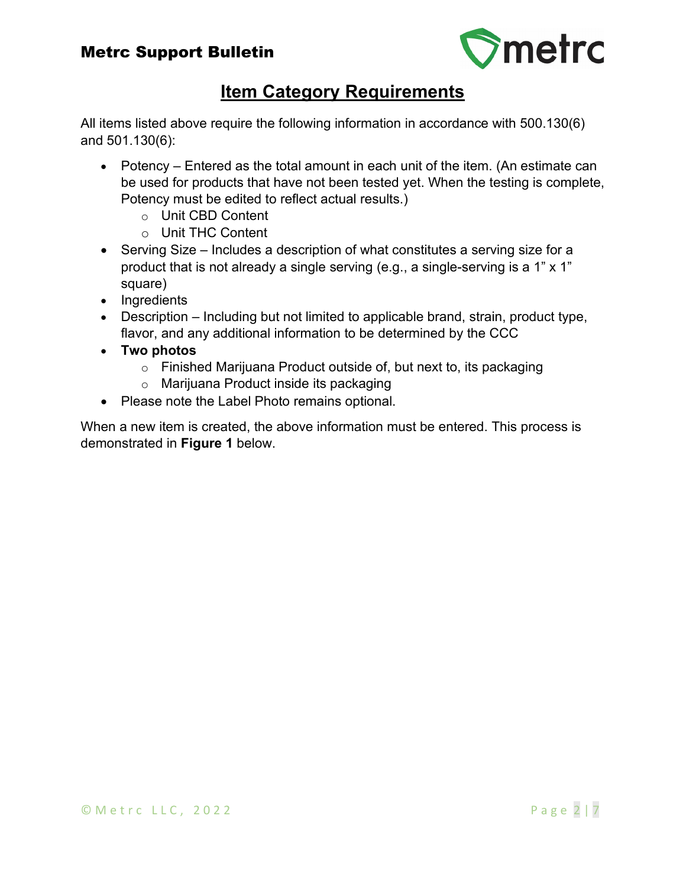## Item Category Requirements

All items listed above require the following information in accordance with 500.130(6) and 501.130(6):

- Potency – Entered as the total amount in each unit of the item. (An estimate can be used for products that have not been tested yet. When the testing is complete, Potency must be edited to reflect actual results.)
  - Unit CBD Content
  - Unit THC Content
- Serving Size – Includes a description of what constitutes a serving size for a product that is not already a single serving (e.g., a single-serving is a 1" x 1" square)
- Ingredients
- Description – Including but not limited to applicable brand, strain, product type, flavor, and any additional information to be determined by the CCC
- **Two photos**
  - Finished Marijuana Product outside of, but next to, its packaging
  - Marijuana Product inside its packaging
- Please note the Label Photo remains optional.

When a new item is created, the above information must be entered. This process is demonstrated in **Figure 1** below.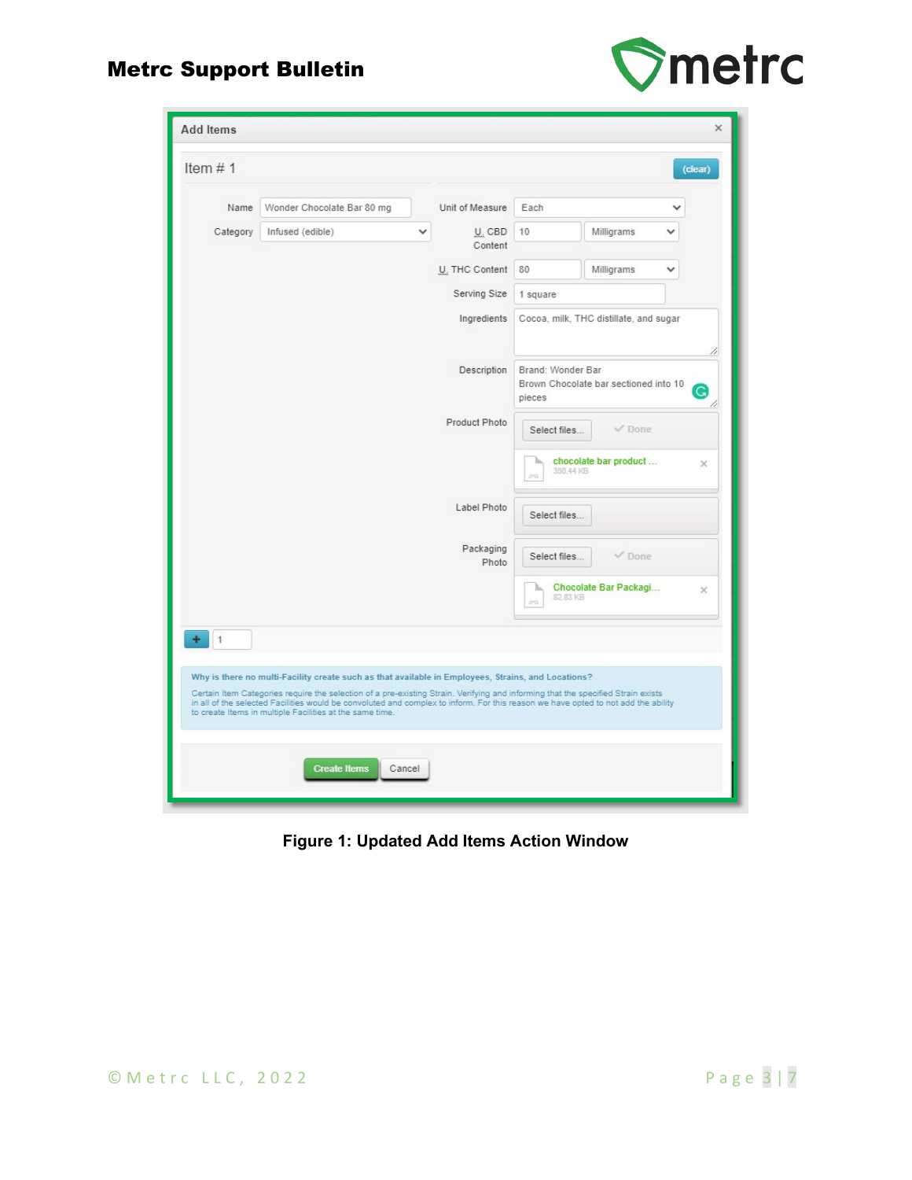**Add Items**

Item # 1

(clear)

| Field | Value |
| --- | --- |
| Name | Wonder Chocolate Bar 80 mg |
| Category | Infused (edible) |
| Unit of Measure | Each |
| U. CBD Content | 10 Milligrams |
| U. THC Content | 80 Milligrams |
| Serving Size | 1 square |
| Ingredients | Cocoa, milk, THC distillate, and sugar |
| Description | Brand: Wonder Bar Brown Chocolate bar sectioned into 10 pieces |
| Product Photo | Select files... ✓ Done — chocolate bar product ... 350.44 KB |
| Label Photo | Select files... |
| Packaging Photo | Select files... ✓ Done — Chocolate Bar Packagi... 82.83 KB |

**Why is there no multi-Facility create such as that available in Employees, Strains, and Locations?**

Certain Item Categories require the selection of a pre-existing Strain. Verifying and informing that the specified Strain exists in all of the selected Facilities would be convoluted and complex to inform. For this reason we have opted to not add the ability to create Items in multiple Facilities at the same time.

Create Items | Cancel

**Figure 1: Updated Add Items Action Window**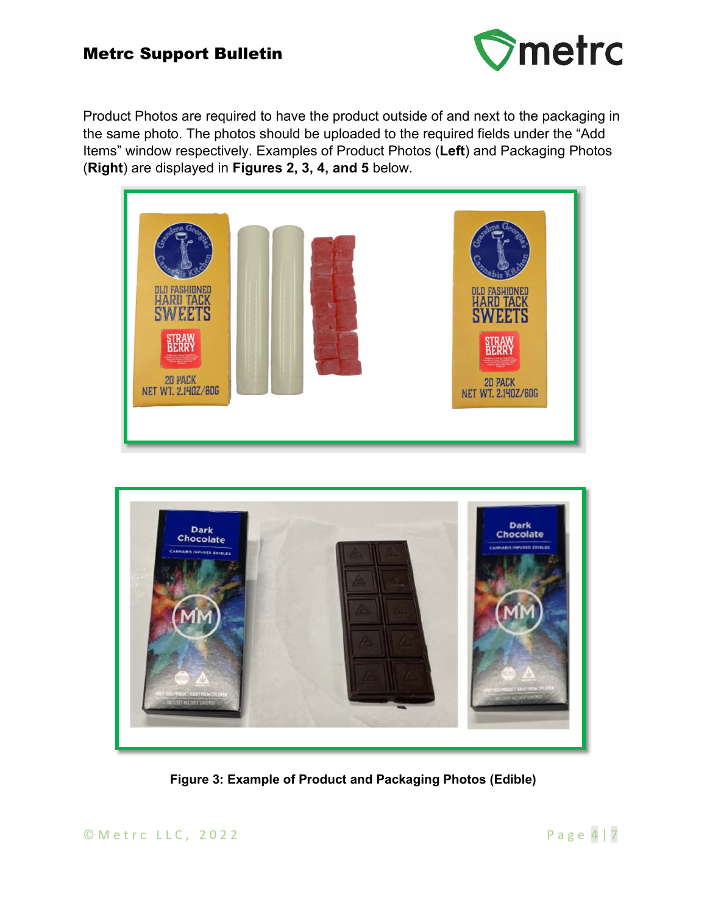Product Photos are required to have the product outside of and next to the packaging in the same photo. The photos should be uploaded to the required fields under the "Add Items" window respectively. Examples of Product Photos (**Left**) and Packaging Photos (**Right**) are displayed in **Figures 2, 3, 4, and 5** below.

**Figure 3: Example of Product and Packaging Photos (Edible)**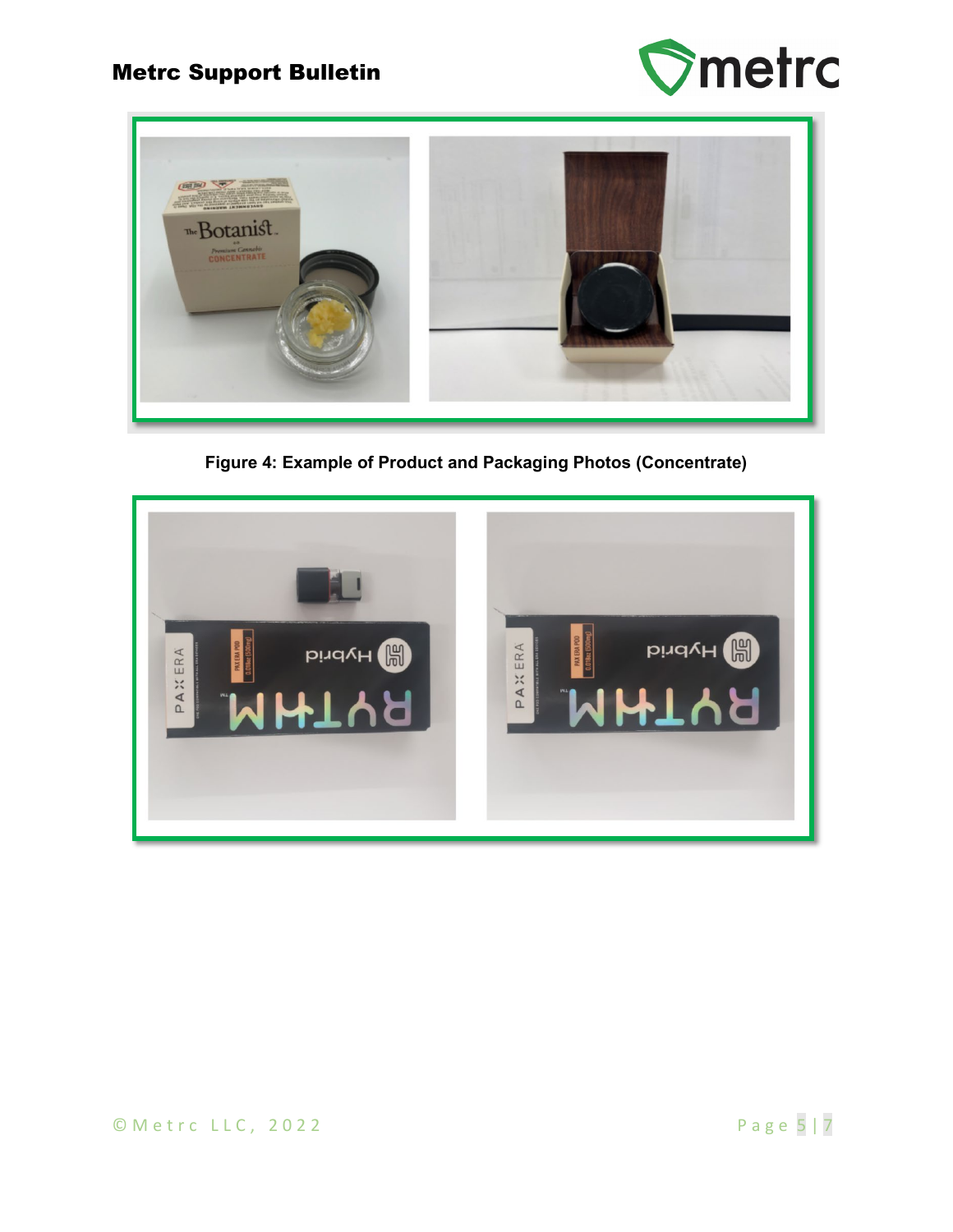Figure 4: Example of Product and Packaging Photos (Concentrate)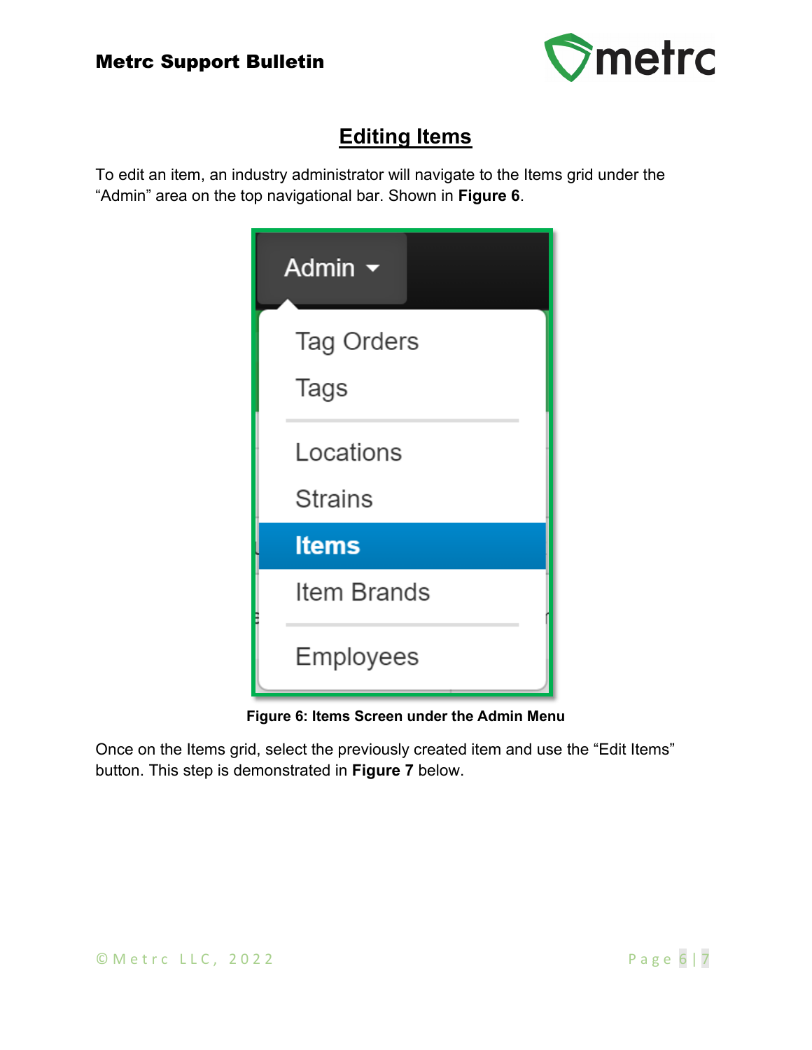## Editing Items

To edit an item, an industry administrator will navigate to the Items grid under the “Admin” area on the top navigational bar. Shown in **Figure 6**.

**Figure 6: Items Screen under the Admin Menu**

Once on the Items grid, select the previously created item and use the “Edit Items” button. This step is demonstrated in **Figure 7** below.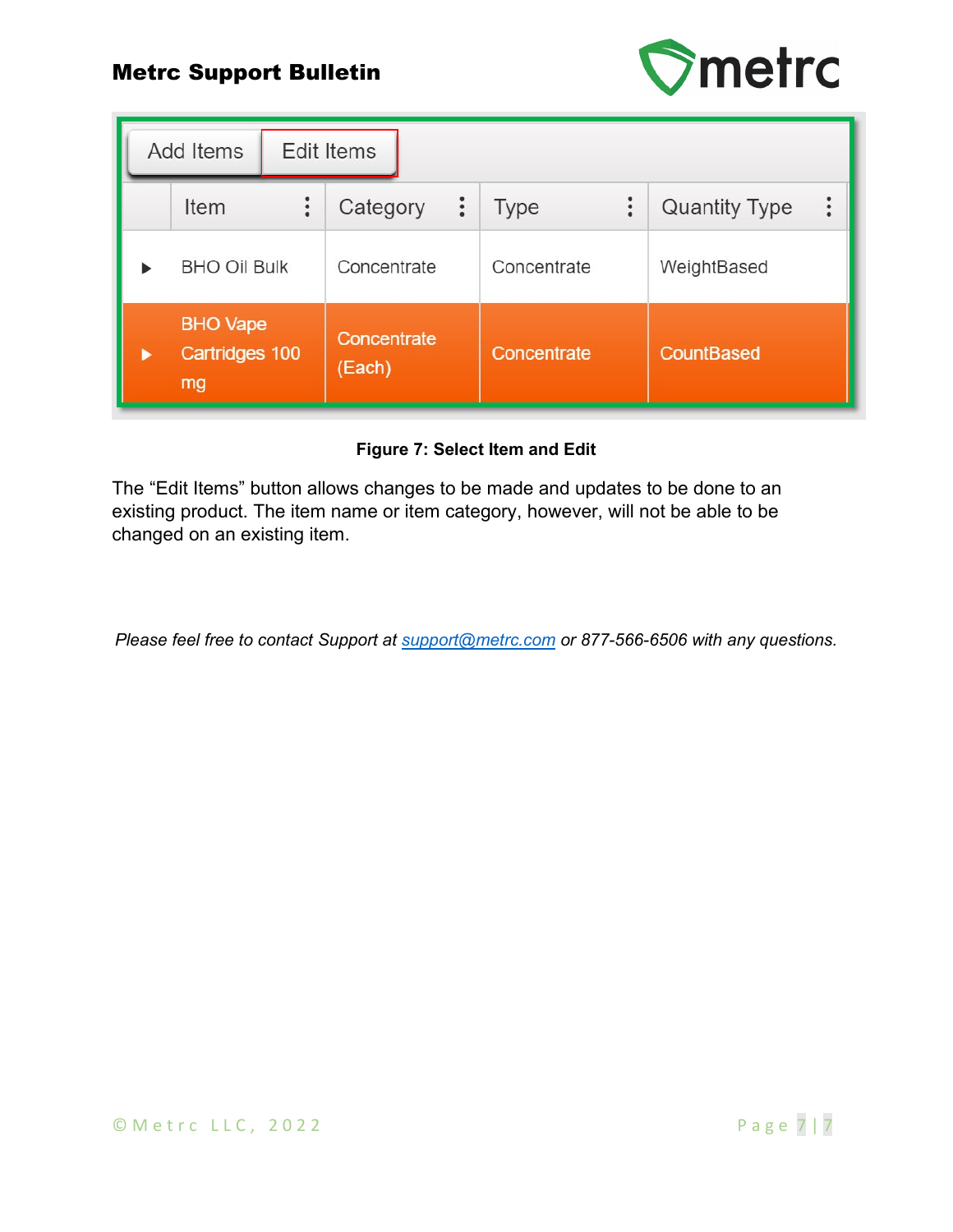| | Item | Category | Type | Quantity Type |
|---|---|---|---|---|
| ▶ | BHO Oil Bulk | Concentrate | Concentrate | WeightBased |
| ▶ | BHO Vape Cartridges 100 mg | Concentrate (Each) | Concentrate | CountBased |

**Figure 7: Select Item and Edit**

The "Edit Items" button allows changes to be made and updates to be done to an existing product. The item name or item category, however, will not be able to be changed on an existing item.

*Please feel free to contact Support at [support@metrc.com](mailto:support@metrc.com) or 877-566-6506 with any questions.*